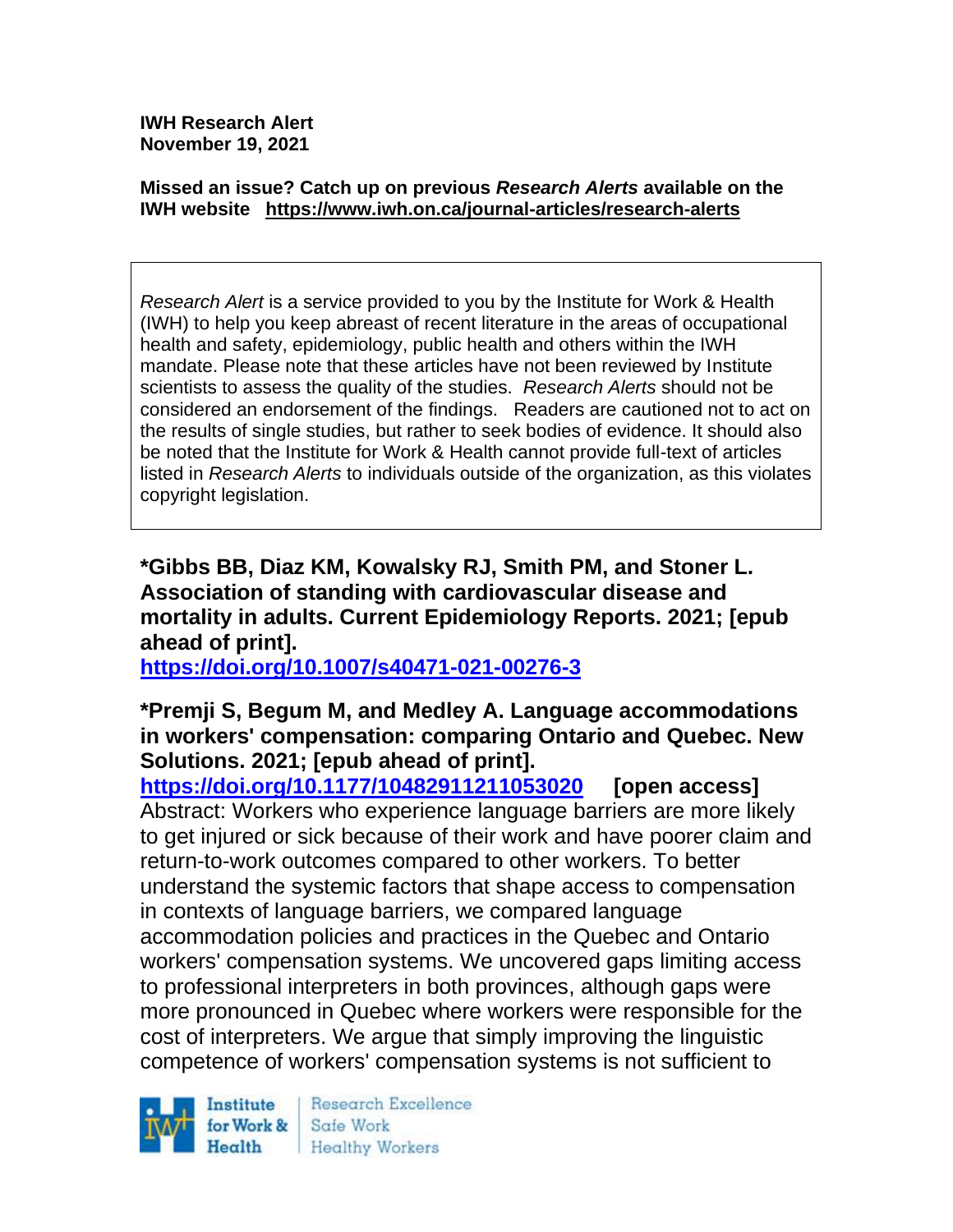**IWH Research Alert**
**November 19, 2021**

**Missed an issue? Catch up on previous *Research Alerts* available on the IWH website https://www.iwh.on.ca/journal-articles/research-alerts**

*Research Alert* is a service provided to you by the Institute for Work & Health (IWH) to help you keep abreast of recent literature in the areas of occupational health and safety, epidemiology, public health and others within the IWH mandate. Please note that these articles have not been reviewed by Institute scientists to assess the quality of the studies. *Research Alerts* should not be considered an endorsement of the findings. Readers are cautioned not to act on the results of single studies, but rather to seek bodies of evidence. It should also be noted that the Institute for Work & Health cannot provide full-text of articles listed in *Research Alerts* to individuals outside of the organization, as this violates copyright legislation.

**\*Gibbs BB, Diaz KM, Kowalsky RJ, Smith PM, and Stoner L. Association of standing with cardiovascular disease and mortality in adults. Current Epidemiology Reports. 2021; [epub ahead of print].**
**https://doi.org/10.1007/s40471-021-00276-3**

**\*Premji S, Begum M, and Medley A. Language accommodations in workers' compensation: comparing Ontario and Quebec. New Solutions. 2021; [epub ahead of print].**
**https://doi.org/10.1177/10482911211053020 [open access]**
Abstract: Workers who experience language barriers are more likely to get injured or sick because of their work and have poorer claim and return-to-work outcomes compared to other workers. To better understand the systemic factors that shape access to compensation in contexts of language barriers, we compared language accommodation policies and practices in the Quebec and Ontario workers' compensation systems. We uncovered gaps limiting access to professional interpreters in both provinces, although gaps were more pronounced in Quebec where workers were responsible for the cost of interpreters. We argue that simply improving the linguistic competence of workers' compensation systems is not sufficient to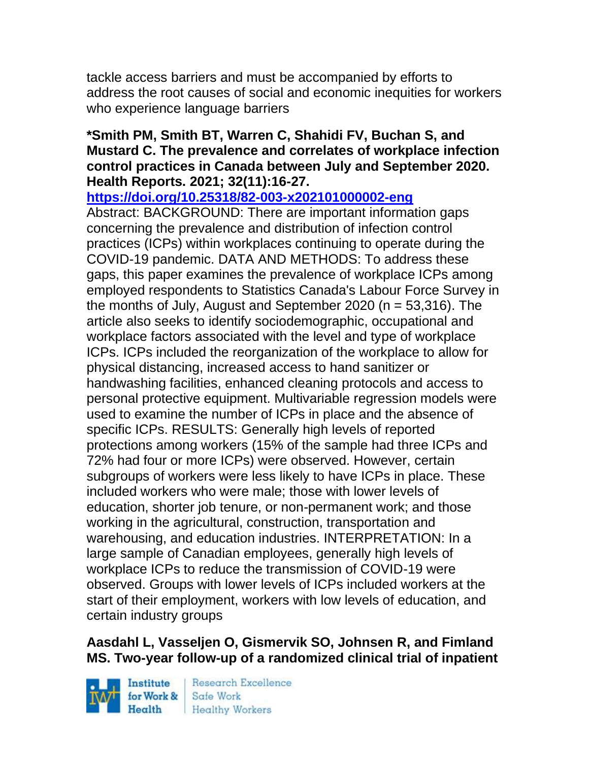tackle access barriers and must be accompanied by efforts to address the root causes of social and economic inequities for workers who experience language barriers

**\*Smith PM, Smith BT, Warren C, Shahidi FV, Buchan S, and Mustard C. The prevalence and correlates of workplace infection control practices in Canada between July and September 2020. Health Reports. 2021; 32(11):16-27.**

**https://doi.org/10.25318/82-003-x202101000002-eng**

Abstract: BACKGROUND: There are important information gaps concerning the prevalence and distribution of infection control practices (ICPs) within workplaces continuing to operate during the COVID-19 pandemic. DATA AND METHODS: To address these gaps, this paper examines the prevalence of workplace ICPs among employed respondents to Statistics Canada's Labour Force Survey in the months of July, August and September 2020 (n = 53,316). The article also seeks to identify sociodemographic, occupational and workplace factors associated with the level and type of workplace ICPs. ICPs included the reorganization of the workplace to allow for physical distancing, increased access to hand sanitizer or handwashing facilities, enhanced cleaning protocols and access to personal protective equipment. Multivariable regression models were used to examine the number of ICPs in place and the absence of specific ICPs. RESULTS: Generally high levels of reported protections among workers (15% of the sample had three ICPs and 72% had four or more ICPs) were observed. However, certain subgroups of workers were less likely to have ICPs in place. These included workers who were male; those with lower levels of education, shorter job tenure, or non-permanent work; and those working in the agricultural, construction, transportation and warehousing, and education industries. INTERPRETATION: In a large sample of Canadian employees, generally high levels of workplace ICPs to reduce the transmission of COVID-19 were observed. Groups with lower levels of ICPs included workers at the start of their employment, workers with low levels of education, and certain industry groups

**Aasdahl L, Vasseljen O, Gismervik SO, Johnsen R, and Fimland MS. Two-year follow-up of a randomized clinical trial of inpatient**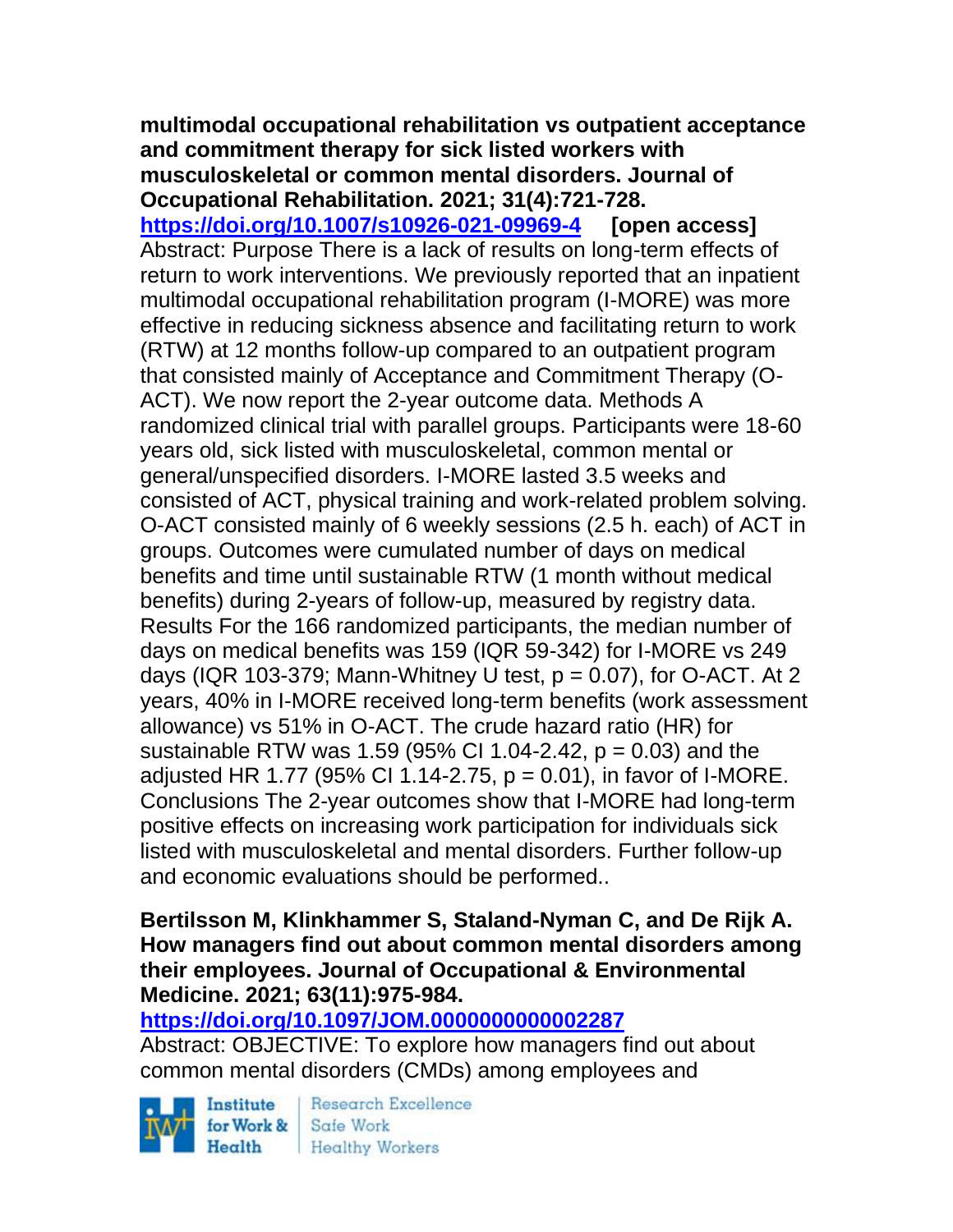**multimodal occupational rehabilitation vs outpatient acceptance and commitment therapy for sick listed workers with musculoskeletal or common mental disorders. Journal of Occupational Rehabilitation. 2021; 31(4):721-728.**
**https://doi.org/10.1007/s10926-021-09969-4** **[open access]**
Abstract: Purpose There is a lack of results on long-term effects of return to work interventions. We previously reported that an inpatient multimodal occupational rehabilitation program (I-MORE) was more effective in reducing sickness absence and facilitating return to work (RTW) at 12 months follow-up compared to an outpatient program that consisted mainly of Acceptance and Commitment Therapy (O-ACT). We now report the 2-year outcome data. Methods A randomized clinical trial with parallel groups. Participants were 18-60 years old, sick listed with musculoskeletal, common mental or general/unspecified disorders. I-MORE lasted 3.5 weeks and consisted of ACT, physical training and work-related problem solving. O-ACT consisted mainly of 6 weekly sessions (2.5 h. each) of ACT in groups. Outcomes were cumulated number of days on medical benefits and time until sustainable RTW (1 month without medical benefits) during 2-years of follow-up, measured by registry data. Results For the 166 randomized participants, the median number of days on medical benefits was 159 (IQR 59-342) for I-MORE vs 249 days (IQR 103-379; Mann-Whitney U test, $p = 0.07$), for O-ACT. At 2 years, 40% in I-MORE received long-term benefits (work assessment allowance) vs 51% in O-ACT. The crude hazard ratio (HR) for sustainable RTW was 1.59 (95% CI 1.04-2.42, $p = 0.03$) and the adjusted HR 1.77 (95% CI 1.14-2.75, $p = 0.01$), in favor of I-MORE. Conclusions The 2-year outcomes show that I-MORE had long-term positive effects on increasing work participation for individuals sick listed with musculoskeletal and mental disorders. Further follow-up and economic evaluations should be performed..

**Bertilsson M, Klinkhammer S, Staland-Nyman C, and De Rijk A. How managers find out about common mental disorders among their employees. Journal of Occupational & Environmental Medicine. 2021; 63(11):975-984.**
**https://doi.org/10.1097/JOM.0000000000002287**
Abstract: OBJECTIVE: To explore how managers find out about common mental disorders (CMDs) among employees and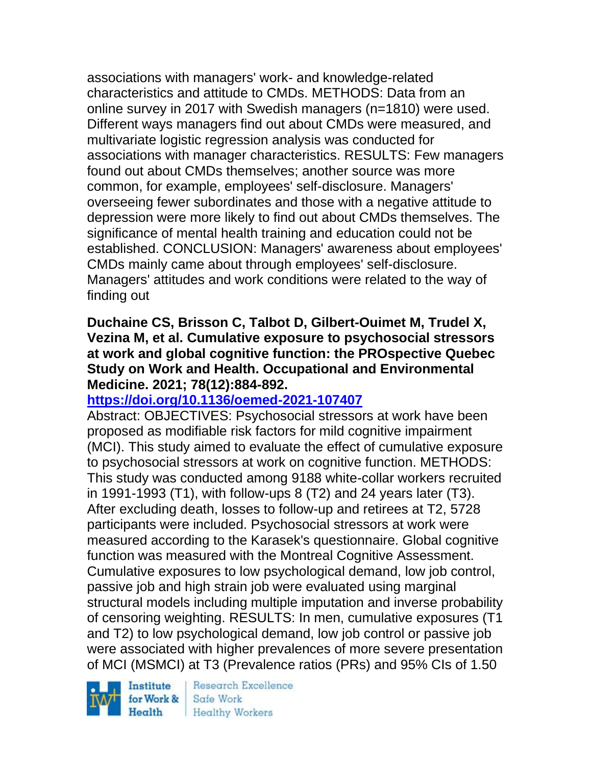associations with managers' work- and knowledge-related characteristics and attitude to CMDs. METHODS: Data from an online survey in 2017 with Swedish managers (n=1810) were used. Different ways managers find out about CMDs were measured, and multivariate logistic regression analysis was conducted for associations with manager characteristics. RESULTS: Few managers found out about CMDs themselves; another source was more common, for example, employees' self-disclosure. Managers' overseeing fewer subordinates and those with a negative attitude to depression were more likely to find out about CMDs themselves. The significance of mental health training and education could not be established. CONCLUSION: Managers' awareness about employees' CMDs mainly came about through employees' self-disclosure. Managers' attitudes and work conditions were related to the way of finding out

**Duchaine CS, Brisson C, Talbot D, Gilbert-Ouimet M, Trudel X, Vezina M, et al. Cumulative exposure to psychosocial stressors at work and global cognitive function: the PROspective Quebec Study on Work and Health. Occupational and Environmental Medicine. 2021; 78(12):884-892.**

https://doi.org/10.1136/oemed-2021-107407

Abstract: OBJECTIVES: Psychosocial stressors at work have been proposed as modifiable risk factors for mild cognitive impairment (MCI). This study aimed to evaluate the effect of cumulative exposure to psychosocial stressors at work on cognitive function. METHODS: This study was conducted among 9188 white-collar workers recruited in 1991-1993 (T1), with follow-ups 8 (T2) and 24 years later (T3). After excluding death, losses to follow-up and retirees at T2, 5728 participants were included. Psychosocial stressors at work were measured according to the Karasek's questionnaire. Global cognitive function was measured with the Montreal Cognitive Assessment. Cumulative exposures to low psychological demand, low job control, passive job and high strain job were evaluated using marginal structural models including multiple imputation and inverse probability of censoring weighting. RESULTS: In men, cumulative exposures (T1 and T2) to low psychological demand, low job control or passive job were associated with higher prevalences of more severe presentation of MCI (MSMCI) at T3 (Prevalence ratios (PRs) and 95% CIs of 1.50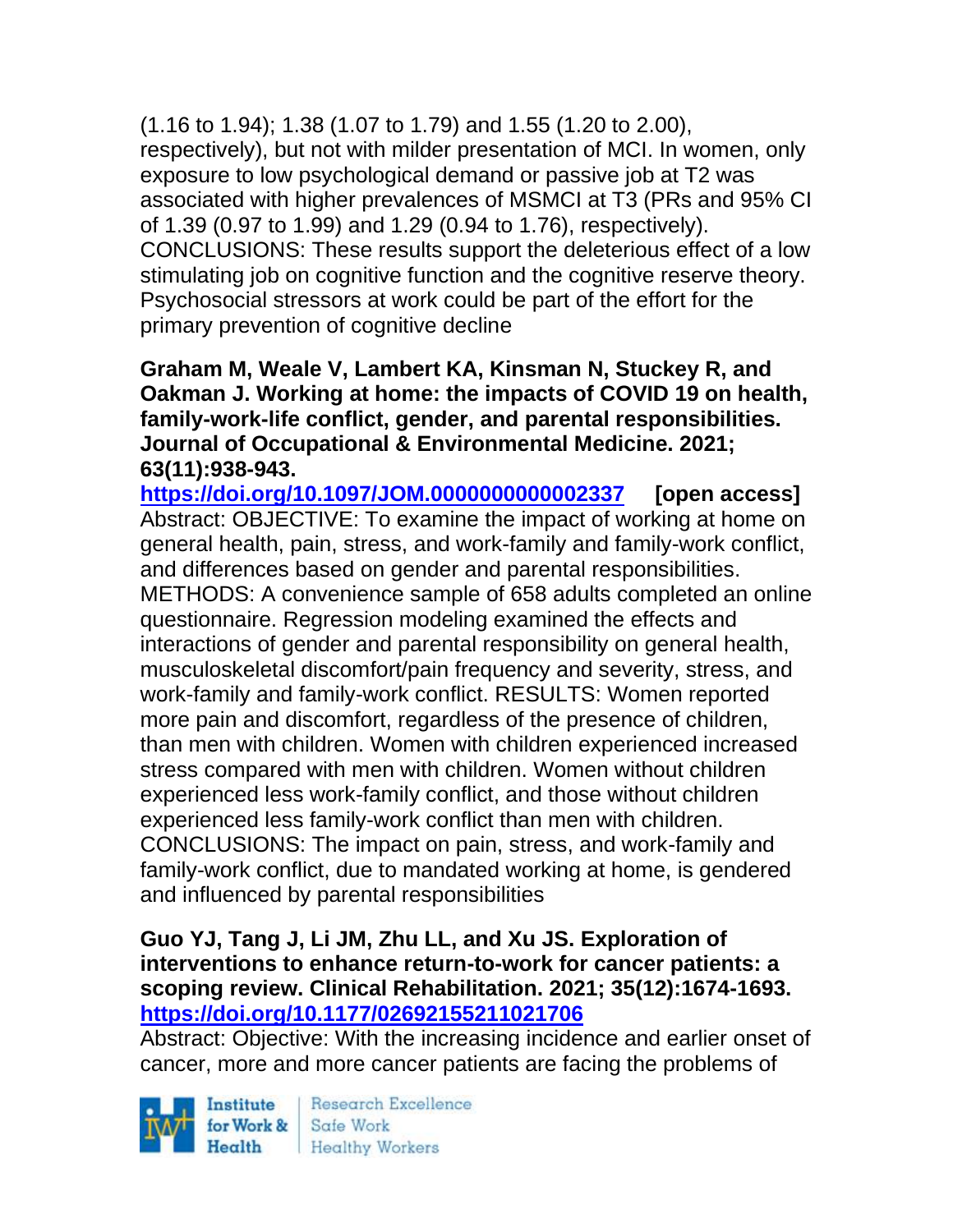(1.16 to 1.94); 1.38 (1.07 to 1.79) and 1.55 (1.20 to 2.00), respectively), but not with milder presentation of MCI. In women, only exposure to low psychological demand or passive job at T2 was associated with higher prevalences of MSMCI at T3 (PRs and 95% CI of 1.39 (0.97 to 1.99) and 1.29 (0.94 to 1.76), respectively). CONCLUSIONS: These results support the deleterious effect of a low stimulating job on cognitive function and the cognitive reserve theory. Psychosocial stressors at work could be part of the effort for the primary prevention of cognitive decline

**Graham M, Weale V, Lambert KA, Kinsman N, Stuckey R, and Oakman J. Working at home: the impacts of COVID 19 on health, family-work-life conflict, gender, and parental responsibilities. Journal of Occupational & Environmental Medicine. 2021; 63(11):938-943.**
**https://doi.org/10.1097/JOM.0000000000002337** **[open access]**
Abstract: OBJECTIVE: To examine the impact of working at home on general health, pain, stress, and work-family and family-work conflict, and differences based on gender and parental responsibilities. METHODS: A convenience sample of 658 adults completed an online questionnaire. Regression modeling examined the effects and interactions of gender and parental responsibility on general health, musculoskeletal discomfort/pain frequency and severity, stress, and work-family and family-work conflict. RESULTS: Women reported more pain and discomfort, regardless of the presence of children, than men with children. Women with children experienced increased stress compared with men with children. Women without children experienced less work-family conflict, and those without children experienced less family-work conflict than men with children. CONCLUSIONS: The impact on pain, stress, and work-family and family-work conflict, due to mandated working at home, is gendered and influenced by parental responsibilities

**Guo YJ, Tang J, Li JM, Zhu LL, and Xu JS. Exploration of interventions to enhance return-to-work for cancer patients: a scoping review. Clinical Rehabilitation. 2021; 35(12):1674-1693.**
**https://doi.org/10.1177/02692155211021706**
Abstract: Objective: With the increasing incidence and earlier onset of cancer, more and more cancer patients are facing the problems of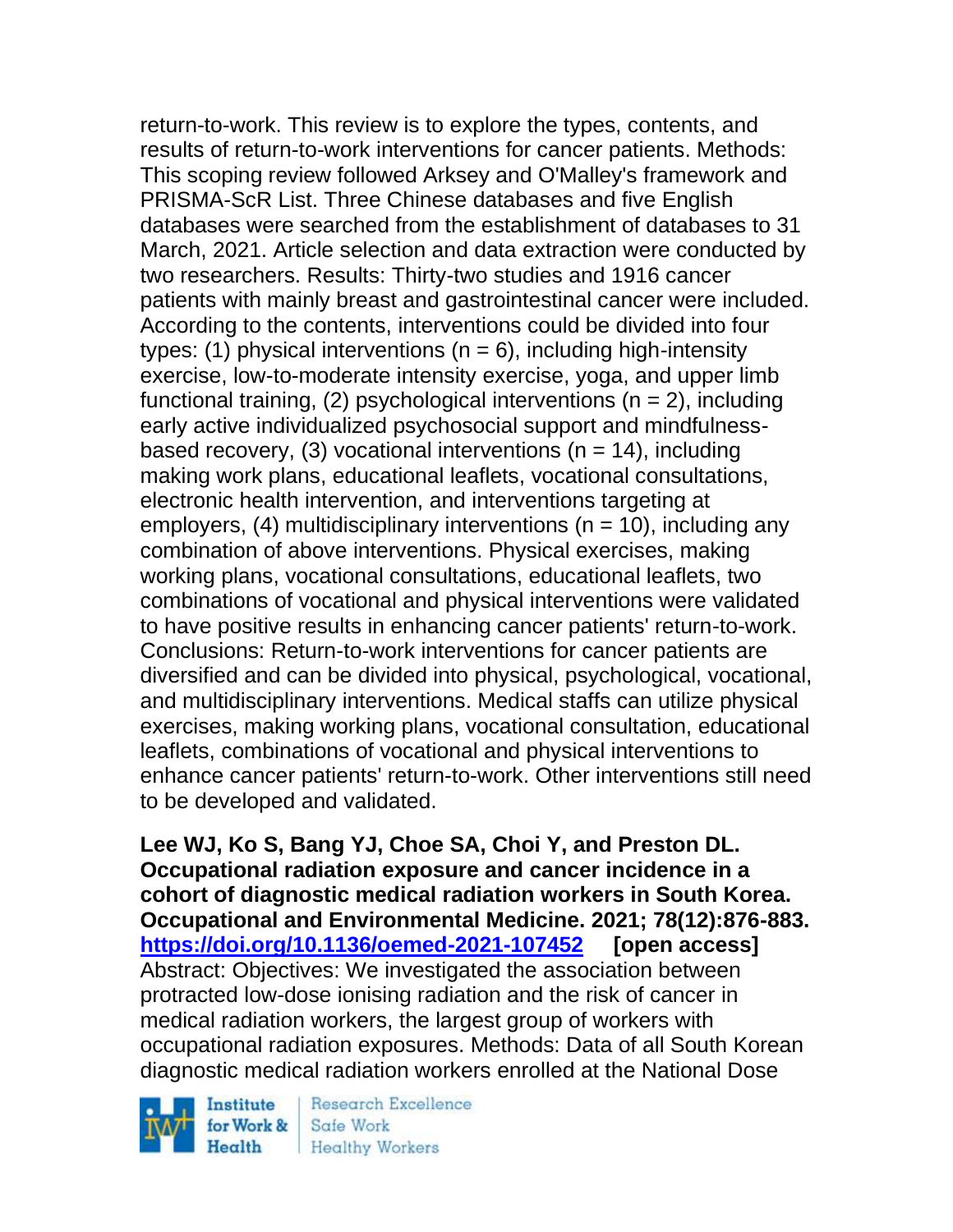return-to-work. This review is to explore the types, contents, and results of return-to-work interventions for cancer patients. Methods: This scoping review followed Arksey and O'Malley's framework and PRISMA-ScR List. Three Chinese databases and five English databases were searched from the establishment of databases to 31 March, 2021. Article selection and data extraction were conducted by two researchers. Results: Thirty-two studies and 1916 cancer patients with mainly breast and gastrointestinal cancer were included. According to the contents, interventions could be divided into four types: (1) physical interventions (n = 6), including high-intensity exercise, low-to-moderate intensity exercise, yoga, and upper limb functional training, (2) psychological interventions (n = 2), including early active individualized psychosocial support and mindfulness-based recovery, (3) vocational interventions (n = 14), including making work plans, educational leaflets, vocational consultations, electronic health intervention, and interventions targeting at employers, (4) multidisciplinary interventions (n = 10), including any combination of above interventions. Physical exercises, making working plans, vocational consultations, educational leaflets, two combinations of vocational and physical interventions were validated to have positive results in enhancing cancer patients' return-to-work. Conclusions: Return-to-work interventions for cancer patients are diversified and can be divided into physical, psychological, vocational, and multidisciplinary interventions. Medical staffs can utilize physical exercises, making working plans, vocational consultation, educational leaflets, combinations of vocational and physical interventions to enhance cancer patients' return-to-work. Other interventions still need to be developed and validated.

**Lee WJ, Ko S, Bang YJ, Choe SA, Choi Y, and Preston DL. Occupational radiation exposure and cancer incidence in a cohort of diagnostic medical radiation workers in South Korea. Occupational and Environmental Medicine. 2021; 78(12):876-883. https://doi.org/10.1136/oemed-2021-107452 [open access]**
Abstract: Objectives: We investigated the association between protracted low-dose ionising radiation and the risk of cancer in medical radiation workers, the largest group of workers with occupational radiation exposures. Methods: Data of all South Korean diagnostic medical radiation workers enrolled at the National Dose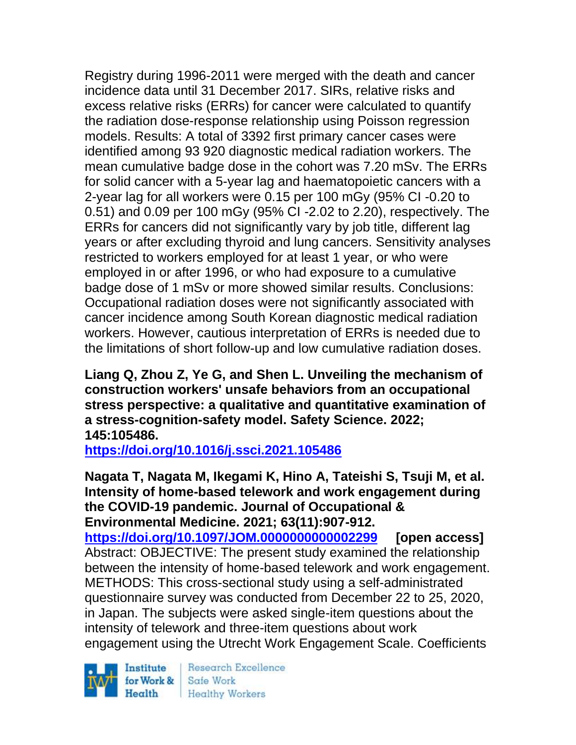Registry during 1996-2011 were merged with the death and cancer incidence data until 31 December 2017. SIRs, relative risks and excess relative risks (ERRs) for cancer were calculated to quantify the radiation dose-response relationship using Poisson regression models. Results: A total of 3392 first primary cancer cases were identified among 93 920 diagnostic medical radiation workers. The mean cumulative badge dose in the cohort was 7.20 mSv. The ERRs for solid cancer with a 5-year lag and haematopoietic cancers with a 2-year lag for all workers were 0.15 per 100 mGy (95% CI -0.20 to 0.51) and 0.09 per 100 mGy (95% CI -2.02 to 2.20), respectively. The ERRs for cancers did not significantly vary by job title, different lag years or after excluding thyroid and lung cancers. Sensitivity analyses restricted to workers employed for at least 1 year, or who were employed in or after 1996, or who had exposure to a cumulative badge dose of 1 mSv or more showed similar results. Conclusions: Occupational radiation doses were not significantly associated with cancer incidence among South Korean diagnostic medical radiation workers. However, cautious interpretation of ERRs is needed due to the limitations of short follow-up and low cumulative radiation doses.

**Liang Q, Zhou Z, Ye G, and Shen L. Unveiling the mechanism of construction workers' unsafe behaviors from an occupational stress perspective: a qualitative and quantitative examination of a stress-cognition-safety model. Safety Science. 2022; 145:105486.**
**https://doi.org/10.1016/j.ssci.2021.105486**

**Nagata T, Nagata M, Ikegami K, Hino A, Tateishi S, Tsuji M, et al. Intensity of home-based telework and work engagement during the COVID-19 pandemic. Journal of Occupational & Environmental Medicine. 2021; 63(11):907-912.**
**https://doi.org/10.1097/JOM.0000000000002299** **[open access]**
Abstract: OBJECTIVE: The present study examined the relationship between the intensity of home-based telework and work engagement. METHODS: This cross-sectional study using a self-administrated questionnaire survey was conducted from December 22 to 25, 2020, in Japan. The subjects were asked single-item questions about the intensity of telework and three-item questions about work engagement using the Utrecht Work Engagement Scale. Coefficients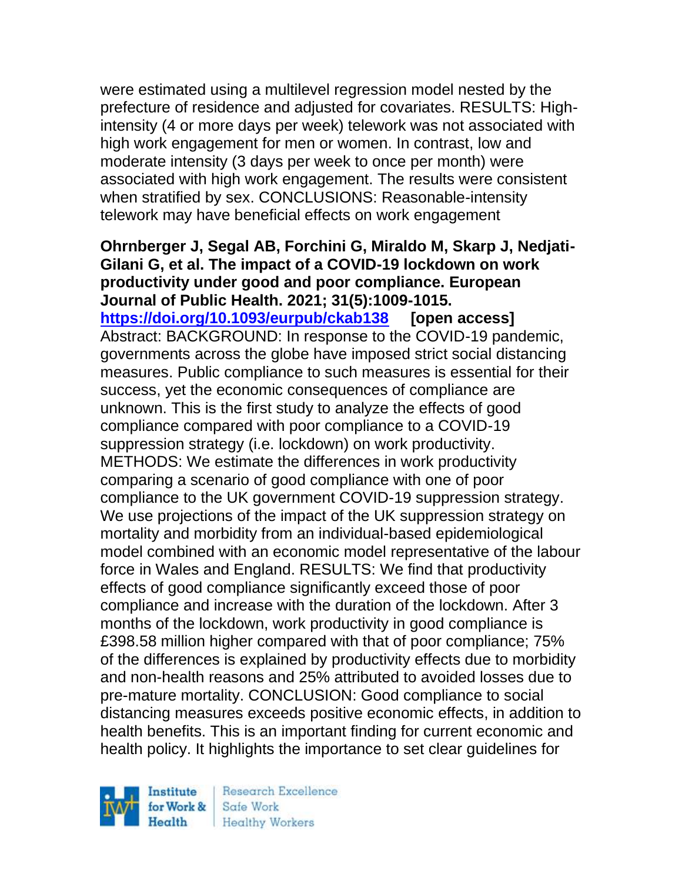were estimated using a multilevel regression model nested by the prefecture of residence and adjusted for covariates. RESULTS: High-intensity (4 or more days per week) telework was not associated with high work engagement for men or women. In contrast, low and moderate intensity (3 days per week to once per month) were associated with high work engagement. The results were consistent when stratified by sex. CONCLUSIONS: Reasonable-intensity telework may have beneficial effects on work engagement

**Ohrnberger J, Segal AB, Forchini G, Miraldo M, Skarp J, Nedjati-Gilani G, et al. The impact of a COVID-19 lockdown on work productivity under good and poor compliance. European Journal of Public Health. 2021; 31(5):1009-1015.**
**https://doi.org/10.1093/eurpub/ckab138** **[open access]**
Abstract: BACKGROUND: In response to the COVID-19 pandemic, governments across the globe have imposed strict social distancing measures. Public compliance to such measures is essential for their success, yet the economic consequences of compliance are unknown. This is the first study to analyze the effects of good compliance compared with poor compliance to a COVID-19 suppression strategy (i.e. lockdown) on work productivity. METHODS: We estimate the differences in work productivity comparing a scenario of good compliance with one of poor compliance to the UK government COVID-19 suppression strategy. We use projections of the impact of the UK suppression strategy on mortality and morbidity from an individual-based epidemiological model combined with an economic model representative of the labour force in Wales and England. RESULTS: We find that productivity effects of good compliance significantly exceed those of poor compliance and increase with the duration of the lockdown. After 3 months of the lockdown, work productivity in good compliance is £398.58 million higher compared with that of poor compliance; 75% of the differences is explained by productivity effects due to morbidity and non-health reasons and 25% attributed to avoided losses due to pre-mature mortality. CONCLUSION: Good compliance to social distancing measures exceeds positive economic effects, in addition to health benefits. This is an important finding for current economic and health policy. It highlights the importance to set clear guidelines for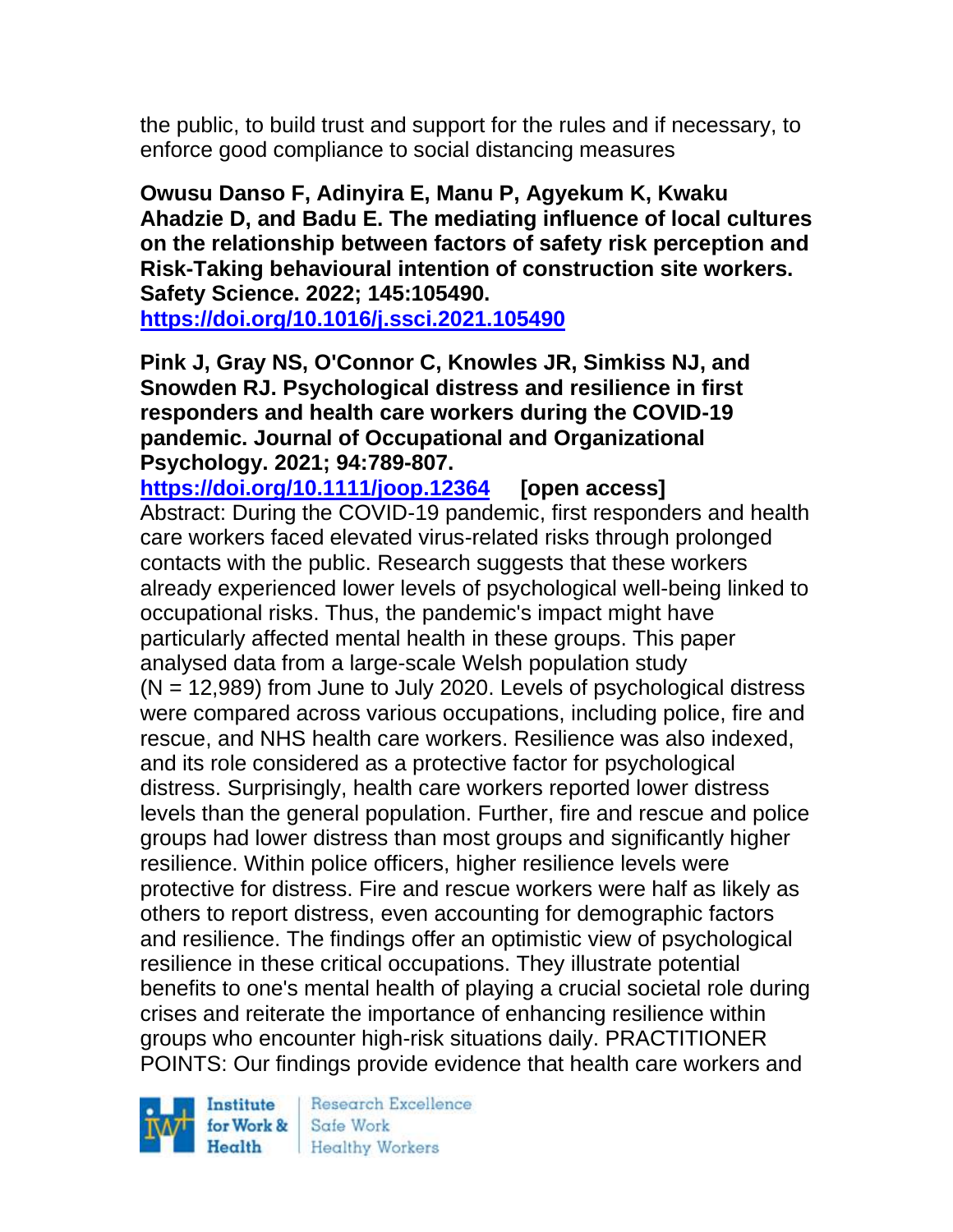the public, to build trust and support for the rules and if necessary, to enforce good compliance to social distancing measures

**Owusu Danso F, Adinyira E, Manu P, Agyekum K, Kwaku Ahadzie D, and Badu E. The mediating influence of local cultures on the relationship between factors of safety risk perception and Risk-Taking behavioural intention of construction site workers. Safety Science. 2022; 145:105490.**
**https://doi.org/10.1016/j.ssci.2021.105490**

**Pink J, Gray NS, O'Connor C, Knowles JR, Simkiss NJ, and Snowden RJ. Psychological distress and resilience in first responders and health care workers during the COVID-19 pandemic. Journal of Occupational and Organizational Psychology. 2021; 94:789-807.**
**https://doi.org/10.1111/joop.12364 [open access]**
Abstract: During the COVID-19 pandemic, first responders and health care workers faced elevated virus-related risks through prolonged contacts with the public. Research suggests that these workers already experienced lower levels of psychological well-being linked to occupational risks. Thus, the pandemic's impact might have particularly affected mental health in these groups. This paper analysed data from a large-scale Welsh population study (N = 12,989) from June to July 2020. Levels of psychological distress were compared across various occupations, including police, fire and rescue, and NHS health care workers. Resilience was also indexed, and its role considered as a protective factor for psychological distress. Surprisingly, health care workers reported lower distress levels than the general population. Further, fire and rescue and police groups had lower distress than most groups and significantly higher resilience. Within police officers, higher resilience levels were protective for distress. Fire and rescue workers were half as likely as others to report distress, even accounting for demographic factors and resilience. The findings offer an optimistic view of psychological resilience in these critical occupations. They illustrate potential benefits to one's mental health of playing a crucial societal role during crises and reiterate the importance of enhancing resilience within groups who encounter high-risk situations daily. PRACTITIONER POINTS: Our findings provide evidence that health care workers and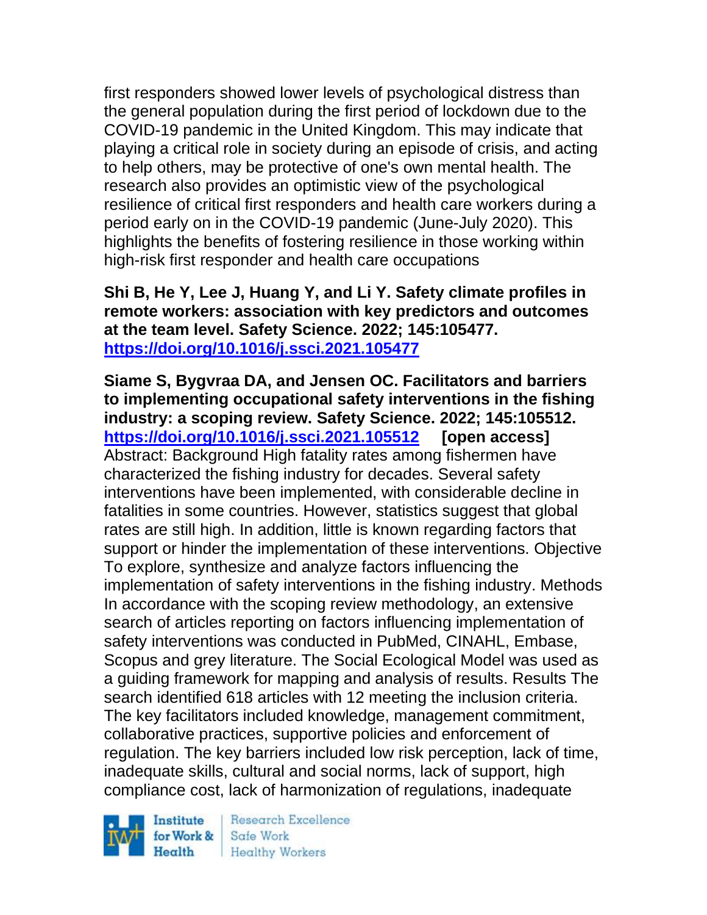first responders showed lower levels of psychological distress than the general population during the first period of lockdown due to the COVID-19 pandemic in the United Kingdom. This may indicate that playing a critical role in society during an episode of crisis, and acting to help others, may be protective of one's own mental health. The research also provides an optimistic view of the psychological resilience of critical first responders and health care workers during a period early on in the COVID-19 pandemic (June-July 2020). This highlights the benefits of fostering resilience in those working within high-risk first responder and health care occupations

**Shi B, He Y, Lee J, Huang Y, and Li Y. Safety climate profiles in remote workers: association with key predictors and outcomes at the team level. Safety Science. 2022; 145:105477. [https://doi.org/10.1016/j.ssci.2021.105477](https://doi.org/10.1016/j.ssci.2021.105477)**

**Siame S, Bygvraa DA, and Jensen OC. Facilitators and barriers to implementing occupational safety interventions in the fishing industry: a scoping review. Safety Science. 2022; 145:105512. [https://doi.org/10.1016/j.ssci.2021.105512](https://doi.org/10.1016/j.ssci.2021.105512) [open access]**
Abstract: Background High fatality rates among fishermen have characterized the fishing industry for decades. Several safety interventions have been implemented, with considerable decline in fatalities in some countries. However, statistics suggest that global rates are still high. In addition, little is known regarding factors that support or hinder the implementation of these interventions. Objective To explore, synthesize and analyze factors influencing the implementation of safety interventions in the fishing industry. Methods In accordance with the scoping review methodology, an extensive search of articles reporting on factors influencing implementation of safety interventions was conducted in PubMed, CINAHL, Embase, Scopus and grey literature. The Social Ecological Model was used as a guiding framework for mapping and analysis of results. Results The search identified 618 articles with 12 meeting the inclusion criteria. The key facilitators included knowledge, management commitment, collaborative practices, supportive policies and enforcement of regulation. The key barriers included low risk perception, lack of time, inadequate skills, cultural and social norms, lack of support, high compliance cost, lack of harmonization of regulations, inadequate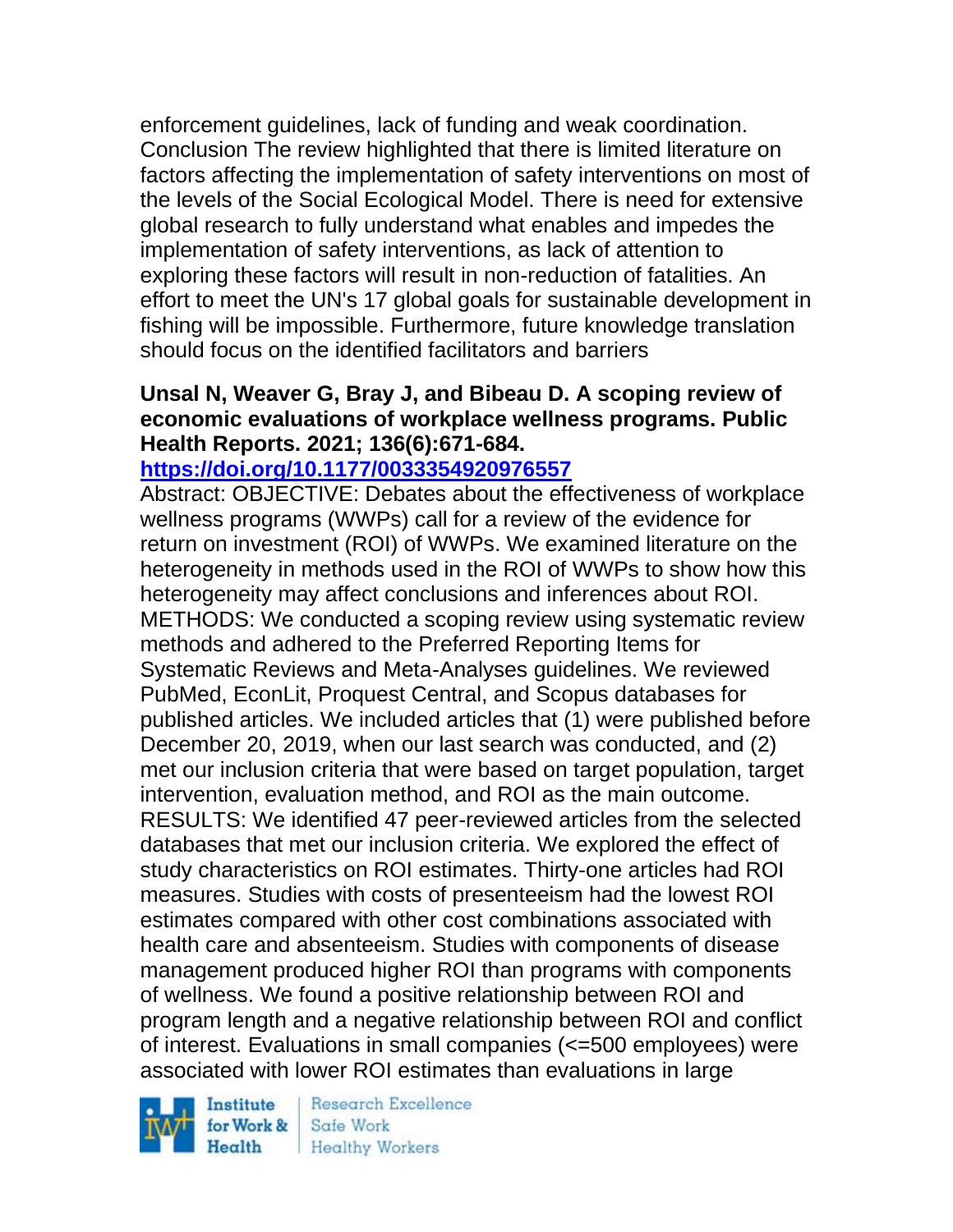enforcement guidelines, lack of funding and weak coordination. Conclusion The review highlighted that there is limited literature on factors affecting the implementation of safety interventions on most of the levels of the Social Ecological Model. There is need for extensive global research to fully understand what enables and impedes the implementation of safety interventions, as lack of attention to exploring these factors will result in non-reduction of fatalities. An effort to meet the UN's 17 global goals for sustainable development in fishing will be impossible. Furthermore, future knowledge translation should focus on the identified facilitators and barriers

**Unsal N, Weaver G, Bray J, and Bibeau D. A scoping review of economic evaluations of workplace wellness programs. Public Health Reports. 2021; 136(6):671-684.**
**https://doi.org/10.1177/0033354920976557**

Abstract: OBJECTIVE: Debates about the effectiveness of workplace wellness programs (WWPs) call for a review of the evidence for return on investment (ROI) of WWPs. We examined literature on the heterogeneity in methods used in the ROI of WWPs to show how this heterogeneity may affect conclusions and inferences about ROI. METHODS: We conducted a scoping review using systematic review methods and adhered to the Preferred Reporting Items for Systematic Reviews and Meta-Analyses guidelines. We reviewed PubMed, EconLit, Proquest Central, and Scopus databases for published articles. We included articles that (1) were published before December 20, 2019, when our last search was conducted, and (2) met our inclusion criteria that were based on target population, target intervention, evaluation method, and ROI as the main outcome. RESULTS: We identified 47 peer-reviewed articles from the selected databases that met our inclusion criteria. We explored the effect of study characteristics on ROI estimates. Thirty-one articles had ROI measures. Studies with costs of presenteeism had the lowest ROI estimates compared with other cost combinations associated with health care and absenteeism. Studies with components of disease management produced higher ROI than programs with components of wellness. We found a positive relationship between ROI and program length and a negative relationship between ROI and conflict of interest. Evaluations in small companies (<=500 employees) were associated with lower ROI estimates than evaluations in large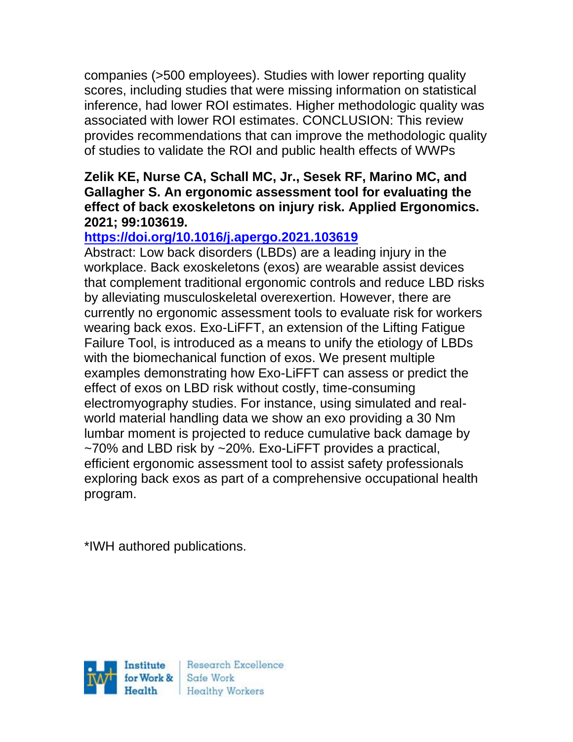companies (>500 employees). Studies with lower reporting quality scores, including studies that were missing information on statistical inference, had lower ROI estimates. Higher methodologic quality was associated with lower ROI estimates. CONCLUSION: This review provides recommendations that can improve the methodologic quality of studies to validate the ROI and public health effects of WWPs

**Zelik KE, Nurse CA, Schall MC, Jr., Sesek RF, Marino MC, and Gallagher S. An ergonomic assessment tool for evaluating the effect of back exoskeletons on injury risk. Applied Ergonomics. 2021; 99:103619.**

**https://doi.org/10.1016/j.apergo.2021.103619**

Abstract: Low back disorders (LBDs) are a leading injury in the workplace. Back exoskeletons (exos) are wearable assist devices that complement traditional ergonomic controls and reduce LBD risks by alleviating musculoskeletal overexertion. However, there are currently no ergonomic assessment tools to evaluate risk for workers wearing back exos. Exo-LiFFT, an extension of the Lifting Fatigue Failure Tool, is introduced as a means to unify the etiology of LBDs with the biomechanical function of exos. We present multiple examples demonstrating how Exo-LiFFT can assess or predict the effect of exos on LBD risk without costly, time-consuming electromyography studies. For instance, using simulated and real-world material handling data we show an exo providing a 30 Nm lumbar moment is projected to reduce cumulative back damage by ~70% and LBD risk by ~20%. Exo-LiFFT provides a practical, efficient ergonomic assessment tool to assist safety professionals exploring back exos as part of a comprehensive occupational health program.

*IWH authored publications.